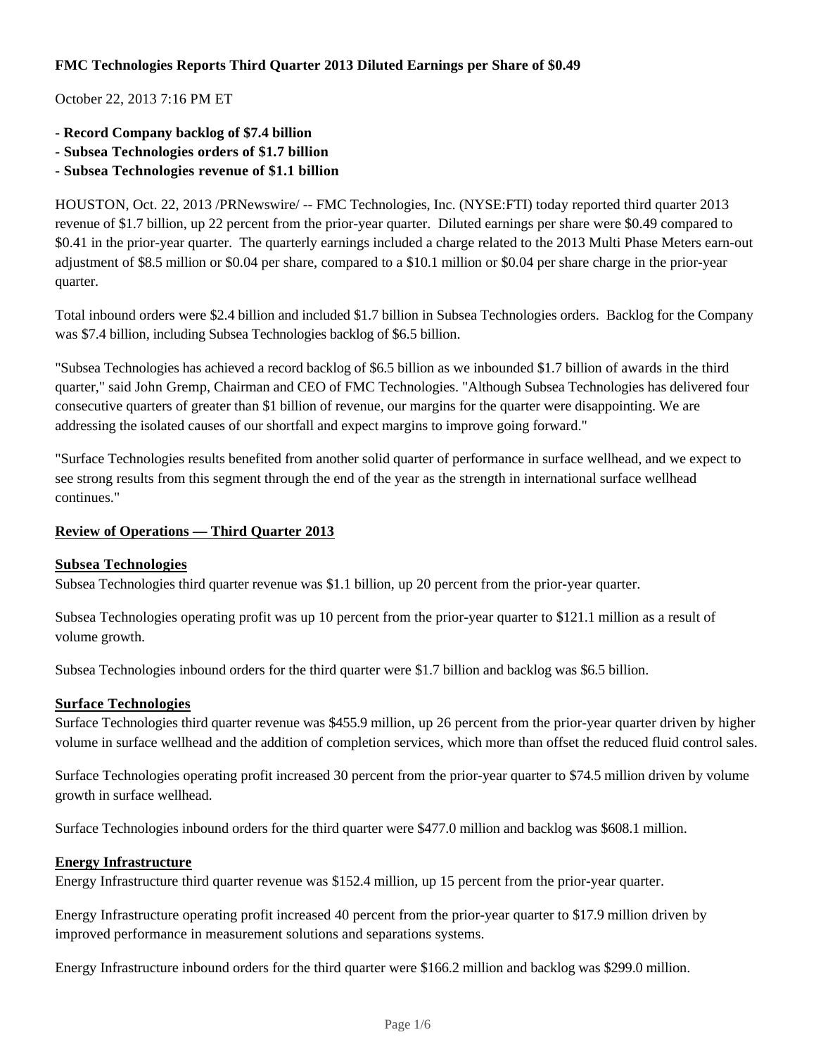**FMC Technologies Reports Third Quarter 2013 Diluted Earnings per Share of $0.49**

October 22, 2013 7:16 PM ET

- **Record Company backlog of $7.4 billion**
- **Subsea Technologies orders of $1.7 billion**
- **Subsea Technologies revenue of $1.1 billion**

HOUSTON, Oct. 22, 2013 /PRNewswire/ -- FMC Technologies, Inc. (NYSE:FTI) today reported third quarter 2013 revenue of $1.7 billion, up 22 percent from the prior-year quarter. Diluted earnings per share were $0.49 compared to $0.41 in the prior-year quarter. The quarterly earnings included a charge related to the 2013 Multi Phase Meters earn-out adjustment of $8.5 million or $0.04 per share, compared to a $10.1 million or $0.04 per share charge in the prior-year quarter.

Total inbound orders were $2.4 billion and included $1.7 billion in Subsea Technologies orders. Backlog for the Company was $7.4 billion, including Subsea Technologies backlog of $6.5 billion.

"Subsea Technologies has achieved a record backlog of $6.5 billion as we inbounded $1.7 billion of awards in the third quarter," said John Gremp, Chairman and CEO of FMC Technologies. "Although Subsea Technologies has delivered four consecutive quarters of greater than $1 billion of revenue, our margins for the quarter were disappointing. We are addressing the isolated causes of our shortfall and expect margins to improve going forward."

"Surface Technologies results benefited from another solid quarter of performance in surface wellhead, and we expect to see strong results from this segment through the end of the year as the strength in international surface wellhead continues."

## Review of Operations — Third Quarter 2013

### Subsea Technologies

Subsea Technologies third quarter revenue was $1.1 billion, up 20 percent from the prior-year quarter.

Subsea Technologies operating profit was up 10 percent from the prior-year quarter to $121.1 million as a result of volume growth.

Subsea Technologies inbound orders for the third quarter were $1.7 billion and backlog was $6.5 billion.

### Surface Technologies

Surface Technologies third quarter revenue was $455.9 million, up 26 percent from the prior-year quarter driven by higher volume in surface wellhead and the addition of completion services, which more than offset the reduced fluid control sales.

Surface Technologies operating profit increased 30 percent from the prior-year quarter to $74.5 million driven by volume growth in surface wellhead.

Surface Technologies inbound orders for the third quarter were $477.0 million and backlog was $608.1 million.

### Energy Infrastructure

Energy Infrastructure third quarter revenue was $152.4 million, up 15 percent from the prior-year quarter.

Energy Infrastructure operating profit increased 40 percent from the prior-year quarter to $17.9 million driven by improved performance in measurement solutions and separations systems.

Energy Infrastructure inbound orders for the third quarter were $166.2 million and backlog was $299.0 million.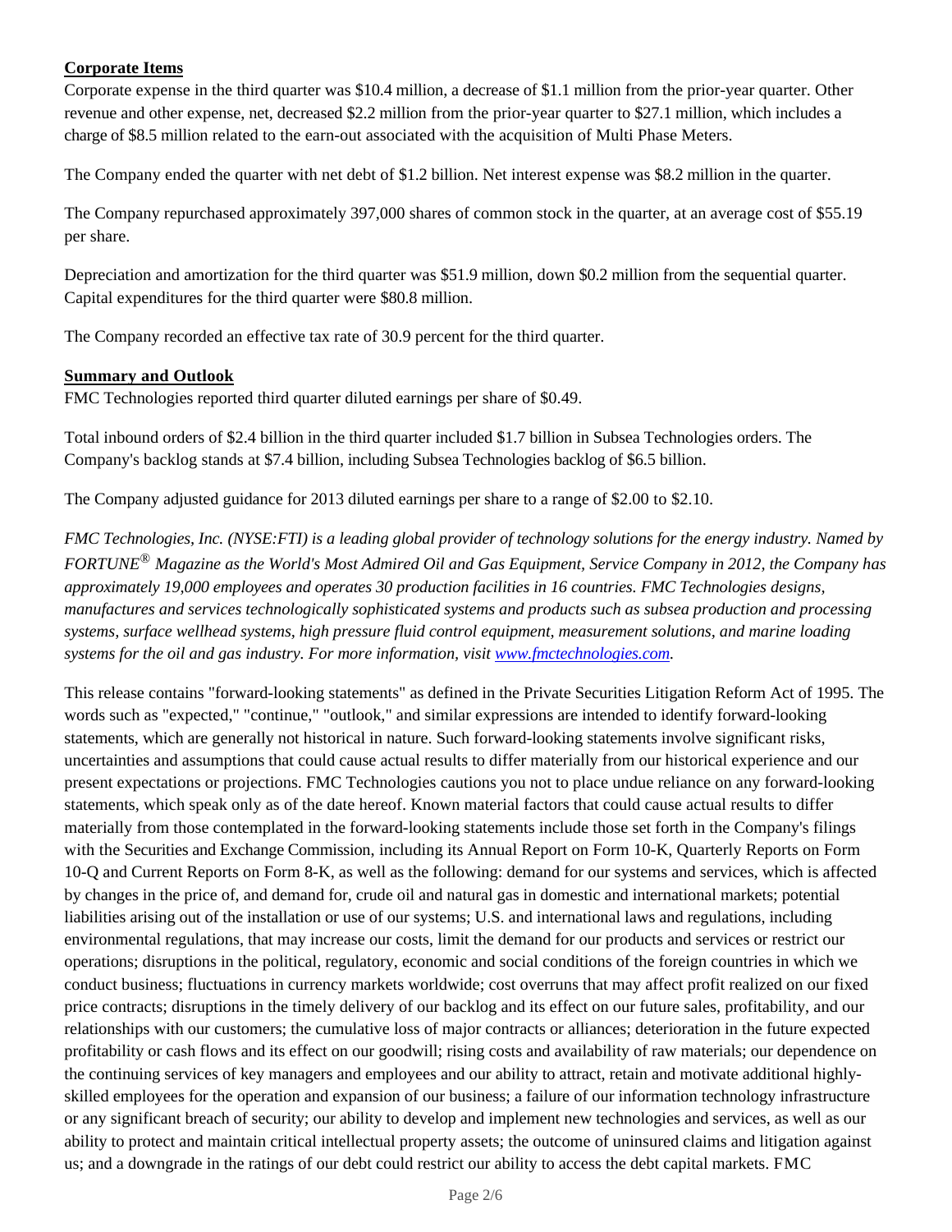**Corporate Items**

Corporate expense in the third quarter was $10.4 million, a decrease of $1.1 million from the prior-year quarter. Other revenue and other expense, net, decreased $2.2 million from the prior-year quarter to $27.1 million, which includes a charge of $8.5 million related to the earn-out associated with the acquisition of Multi Phase Meters.

The Company ended the quarter with net debt of $1.2 billion. Net interest expense was $8.2 million in the quarter.

The Company repurchased approximately 397,000 shares of common stock in the quarter, at an average cost of $55.19 per share.

Depreciation and amortization for the third quarter was $51.9 million, down $0.2 million from the sequential quarter. Capital expenditures for the third quarter were $80.8 million.

The Company recorded an effective tax rate of 30.9 percent for the third quarter.

**Summary and Outlook**

FMC Technologies reported third quarter diluted earnings per share of $0.49.

Total inbound orders of $2.4 billion in the third quarter included $1.7 billion in Subsea Technologies orders. The Company's backlog stands at $7.4 billion, including Subsea Technologies backlog of $6.5 billion.

The Company adjusted guidance for 2013 diluted earnings per share to a range of $2.00 to $2.10.

*FMC Technologies, Inc. (NYSE:FTI) is a leading global provider of technology solutions for the energy industry. Named by FORTUNE® Magazine as the World's Most Admired Oil and Gas Equipment, Service Company in 2012, the Company has approximately 19,000 employees and operates 30 production facilities in 16 countries. FMC Technologies designs, manufactures and services technologically sophisticated systems and products such as subsea production and processing systems, surface wellhead systems, high pressure fluid control equipment, measurement solutions, and marine loading systems for the oil and gas industry. For more information, visit www.fmctechnologies.com.*

This release contains "forward-looking statements" as defined in the Private Securities Litigation Reform Act of 1995. The words such as "expected," "continue," "outlook," and similar expressions are intended to identify forward-looking statements, which are generally not historical in nature. Such forward-looking statements involve significant risks, uncertainties and assumptions that could cause actual results to differ materially from our historical experience and our present expectations or projections. FMC Technologies cautions you not to place undue reliance on any forward-looking statements, which speak only as of the date hereof. Known material factors that could cause actual results to differ materially from those contemplated in the forward-looking statements include those set forth in the Company's filings with the Securities and Exchange Commission, including its Annual Report on Form 10-K, Quarterly Reports on Form 10-Q and Current Reports on Form 8-K, as well as the following: demand for our systems and services, which is affected by changes in the price of, and demand for, crude oil and natural gas in domestic and international markets; potential liabilities arising out of the installation or use of our systems; U.S. and international laws and regulations, including environmental regulations, that may increase our costs, limit the demand for our products and services or restrict our operations; disruptions in the political, regulatory, economic and social conditions of the foreign countries in which we conduct business; fluctuations in currency markets worldwide; cost overruns that may affect profit realized on our fixed price contracts; disruptions in the timely delivery of our backlog and its effect on our future sales, profitability, and our relationships with our customers; the cumulative loss of major contracts or alliances; deterioration in the future expected profitability or cash flows and its effect on our goodwill; rising costs and availability of raw materials; our dependence on the continuing services of key managers and employees and our ability to attract, retain and motivate additional highly-skilled employees for the operation and expansion of our business; a failure of our information technology infrastructure or any significant breach of security; our ability to develop and implement new technologies and services, as well as our ability to protect and maintain critical intellectual property assets; the outcome of uninsured claims and litigation against us; and a downgrade in the ratings of our debt could restrict our ability to access the debt capital markets. FMC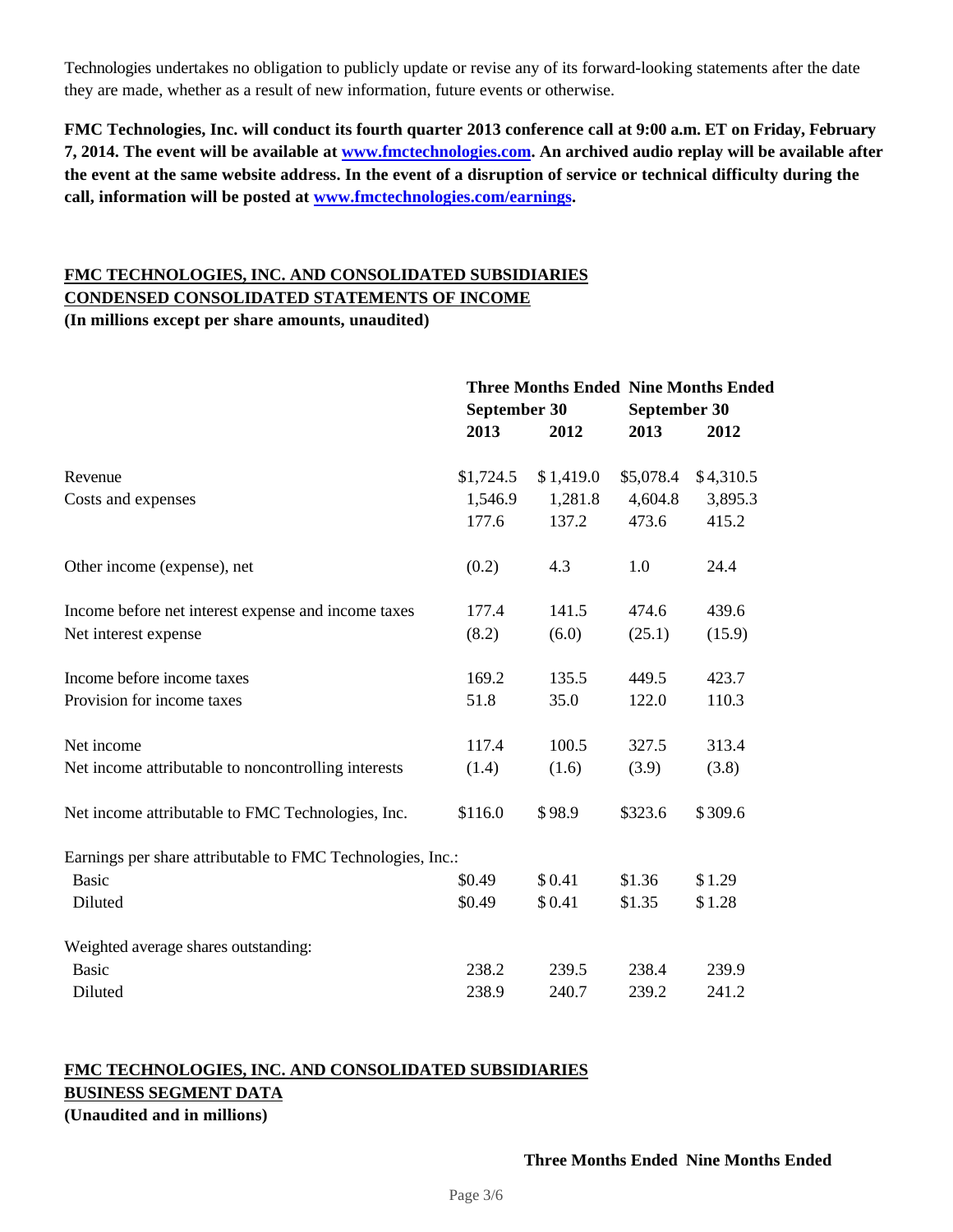Technologies undertakes no obligation to publicly update or revise any of its forward-looking statements after the date they are made, whether as a result of new information, future events or otherwise.

**FMC Technologies, Inc. will conduct its fourth quarter 2013 conference call at 9:00 a.m. ET on Friday, February 7, 2014. The event will be available at [www.fmctechnologies.com](http://www.fmctechnologies.com). An archived audio replay will be available after the event at the same website address. In the event of a disruption of service or technical difficulty during the call, information will be posted at [www.fmctechnologies.com/earnings](http://www.fmctechnologies.com/earnings).**

**FMC TECHNOLOGIES, INC. AND CONSOLIDATED SUBSIDIARIES**
**CONDENSED CONSOLIDATED STATEMENTS OF INCOME**
**(In millions except per share amounts, unaudited)**

| | Three Months Ended September 30 | | Nine Months Ended September 30 | |
|---|---|---|---|---|
| | 2013 | 2012 | 2013 | 2012 |
| Revenue | $1,724.5 | $1,419.0 | $5,078.4 | $4,310.5 |
| Costs and expenses | 1,546.9 | 1,281.8 | 4,604.8 | 3,895.3 |
| | 177.6 | 137.2 | 473.6 | 415.2 |
| Other income (expense), net | (0.2) | 4.3 | 1.0 | 24.4 |
| Income before net interest expense and income taxes | 177.4 | 141.5 | 474.6 | 439.6 |
| Net interest expense | (8.2) | (6.0) | (25.1) | (15.9) |
| Income before income taxes | 169.2 | 135.5 | 449.5 | 423.7 |
| Provision for income taxes | 51.8 | 35.0 | 122.0 | 110.3 |
| Net income | 117.4 | 100.5 | 327.5 | 313.4 |
| Net income attributable to noncontrolling interests | (1.4) | (1.6) | (3.9) | (3.8) |
| Net income attributable to FMC Technologies, Inc. | $116.0 | $98.9 | $323.6 | $309.6 |
| Earnings per share attributable to FMC Technologies, Inc.: | | | | |
| Basic | $0.49 | $0.41 | $1.36 | $1.29 |
| Diluted | $0.49 | $0.41 | $1.35 | $1.28 |
| Weighted average shares outstanding: | | | | |
| Basic | 238.2 | 239.5 | 238.4 | 239.9 |
| Diluted | 238.9 | 240.7 | 239.2 | 241.2 |

**FMC TECHNOLOGIES, INC. AND CONSOLIDATED SUBSIDIARIES**
**BUSINESS SEGMENT DATA**
**(Unaudited and in millions)**

**Three Months Ended Nine Months Ended**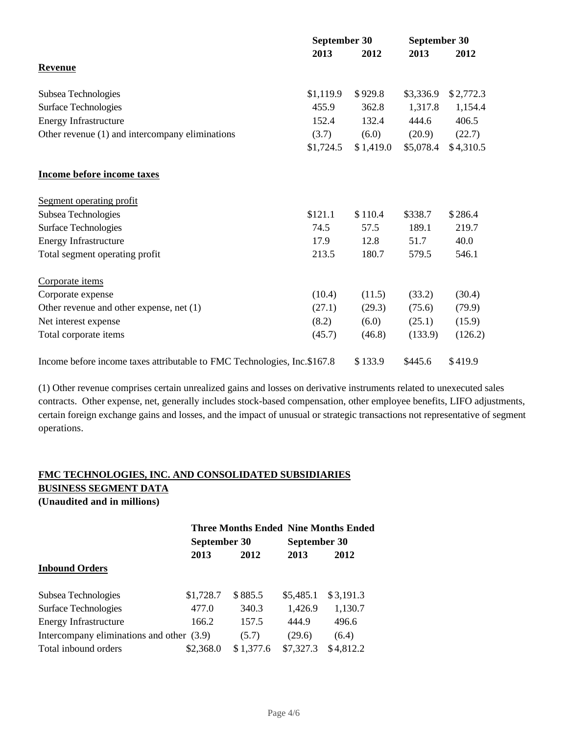| | September 30 | | September 30 | |
|---|---|---|---|---|
| | 2013 | 2012 | 2013 | 2012 |
| **Revenue** | | | | |
| Subsea Technologies | $1,119.9 | $ 929.8 | $3,336.9 | $ 2,772.3 |
| Surface Technologies | 455.9 | 362.8 | 1,317.8 | 1,154.4 |
| Energy Infrastructure | 152.4 | 132.4 | 444.6 | 406.5 |
| Other revenue (1) and intercompany eliminations | (3.7) | (6.0) | (20.9) | (22.7) |
| | $1,724.5 | $ 1,419.0 | $5,078.4 | $ 4,310.5 |
| **Income before income taxes** | | | | |
| Segment operating profit | | | | |
| Subsea Technologies | $121.1 | $ 110.4 | $338.7 | $ 286.4 |
| Surface Technologies | 74.5 | 57.5 | 189.1 | 219.7 |
| Energy Infrastructure | 17.9 | 12.8 | 51.7 | 40.0 |
| Total segment operating profit | 213.5 | 180.7 | 579.5 | 546.1 |
| Corporate items | | | | |
| Corporate expense | (10.4) | (11.5) | (33.2) | (30.4) |
| Other revenue and other expense, net (1) | (27.1) | (29.3) | (75.6) | (79.9) |
| Net interest expense | (8.2) | (6.0) | (25.1) | (15.9) |
| Total corporate items | (45.7) | (46.8) | (133.9) | (126.2) |
| Income before income taxes attributable to FMC Technologies, Inc. | $167.8 | $ 133.9 | $445.6 | $ 419.9 |

(1) Other revenue comprises certain unrealized gains and losses on derivative instruments related to unexecuted sales contracts. Other expense, net, generally includes stock-based compensation, other employee benefits, LIFO adjustments, certain foreign exchange gains and losses, and the impact of unusual or strategic transactions not representative of segment operations.

**FMC TECHNOLOGIES, INC. AND CONSOLIDATED SUBSIDIARIES**
**BUSINESS SEGMENT DATA**
**(Unaudited and in millions)**

| | Three Months Ended | | Nine Months Ended | |
|---|---|---|---|---|
| | September 30 | | September 30 | |
| | 2013 | 2012 | 2013 | 2012 |
| **Inbound Orders** | | | | |
| Subsea Technologies | $1,728.7 | $ 885.5 | $5,485.1 | $ 3,191.3 |
| Surface Technologies | 477.0 | 340.3 | 1,426.9 | 1,130.7 |
| Energy Infrastructure | 166.2 | 157.5 | 444.9 | 496.6 |
| Intercompany eliminations and other | (3.9) | (5.7) | (29.6) | (6.4) |
| Total inbound orders | $2,368.0 | $ 1,377.6 | $7,327.3 | $ 4,812.2 |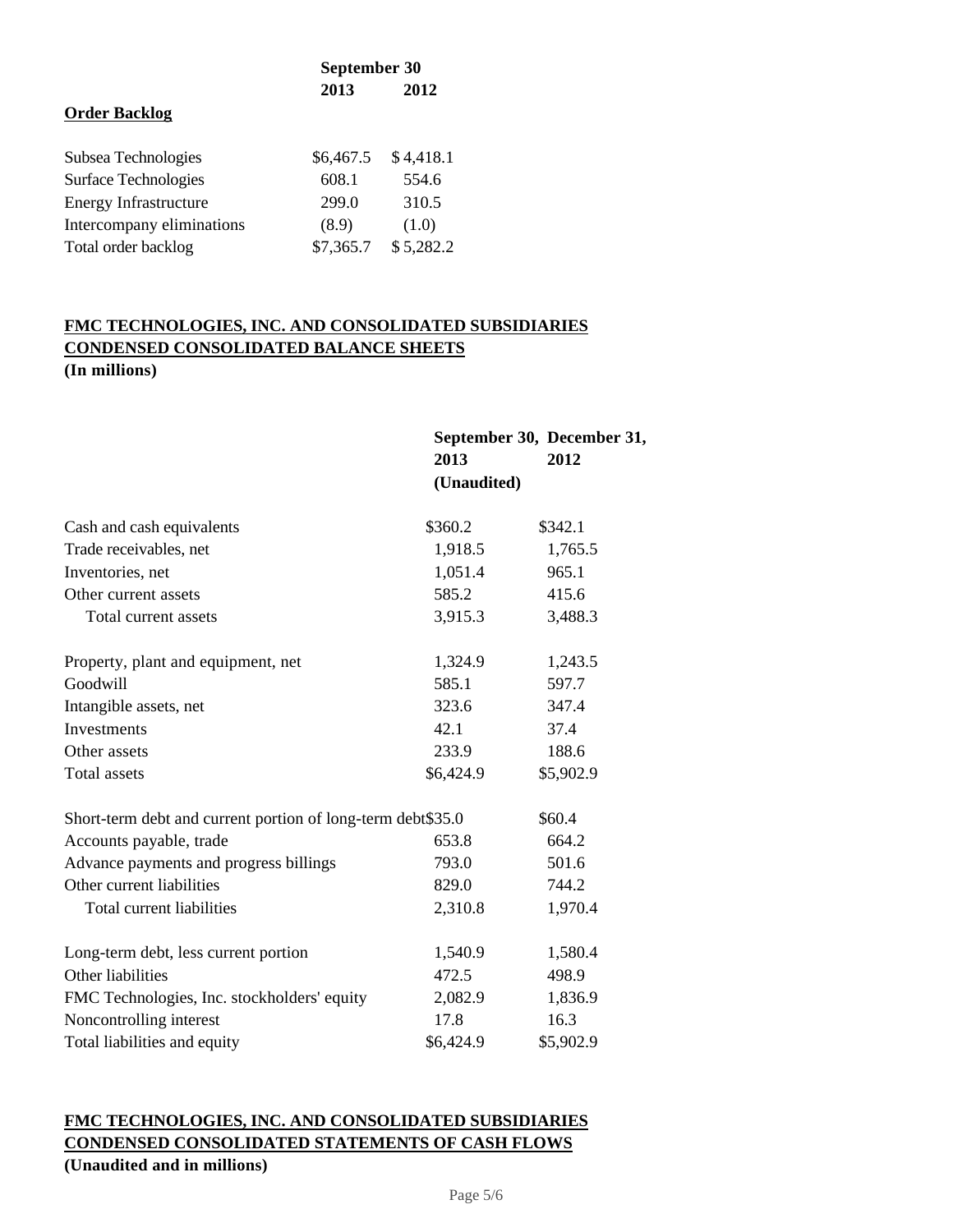| | September 30 | |
|---|---|---|
| | 2013 | 2012 |
| **Order Backlog** | | |
| Subsea Technologies | $6,467.5 | $ 4,418.1 |
| Surface Technologies | 608.1 | 554.6 |
| Energy Infrastructure | 299.0 | 310.5 |
| Intercompany eliminations | (8.9) | (1.0) |
| Total order backlog | $7,365.7 | $ 5,282.2 |

**FMC TECHNOLOGIES, INC. AND CONSOLIDATED SUBSIDIARIES**
**CONDENSED CONSOLIDATED BALANCE SHEETS**
**(In millions)**

| | September 30, 2013 (Unaudited) | December 31, 2012 |
|---|---|---|
| Cash and cash equivalents | $360.2 | $342.1 |
| Trade receivables, net | 1,918.5 | 1,765.5 |
| Inventories, net | 1,051.4 | 965.1 |
| Other current assets | 585.2 | 415.6 |
| Total current assets | 3,915.3 | 3,488.3 |
| | | |
| Property, plant and equipment, net | 1,324.9 | 1,243.5 |
| Goodwill | 585.1 | 597.7 |
| Intangible assets, net | 323.6 | 347.4 |
| Investments | 42.1 | 37.4 |
| Other assets | 233.9 | 188.6 |
| Total assets | $6,424.9 | $5,902.9 |
| | | |
| Short-term debt and current portion of long-term debt | $35.0 | $60.4 |
| Accounts payable, trade | 653.8 | 664.2 |
| Advance payments and progress billings | 793.0 | 501.6 |
| Other current liabilities | 829.0 | 744.2 |
| Total current liabilities | 2,310.8 | 1,970.4 |
| | | |
| Long-term debt, less current portion | 1,540.9 | 1,580.4 |
| Other liabilities | 472.5 | 498.9 |
| FMC Technologies, Inc. stockholders' equity | 2,082.9 | 1,836.9 |
| Noncontrolling interest | 17.8 | 16.3 |
| Total liabilities and equity | $6,424.9 | $5,902.9 |

**FMC TECHNOLOGIES, INC. AND CONSOLIDATED SUBSIDIARIES**
**CONDENSED CONSOLIDATED STATEMENTS OF CASH FLOWS**
**(Unaudited and in millions)**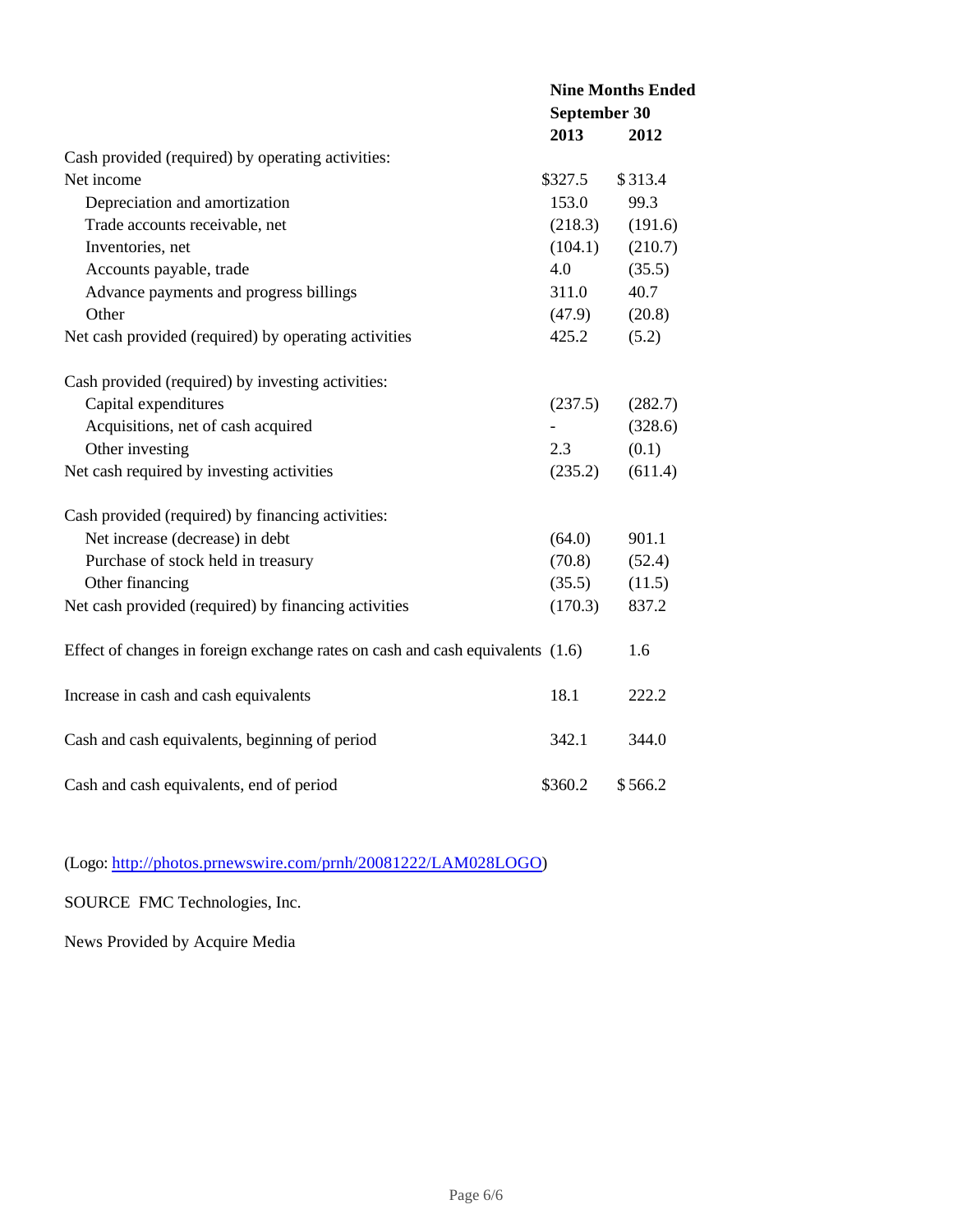| | Nine Months Ended September 30 | |
| --- | --- | --- |
| | 2013 | 2012 |
| Cash provided (required) by operating activities: | | |
| Net income | $327.5 | $ 313.4 |
| Depreciation and amortization | 153.0 | 99.3 |
| Trade accounts receivable, net | (218.3) | (191.6) |
| Inventories, net | (104.1) | (210.7) |
| Accounts payable, trade | 4.0 | (35.5) |
| Advance payments and progress billings | 311.0 | 40.7 |
| Other | (47.9) | (20.8) |
| Net cash provided (required) by operating activities | 425.2 | (5.2) |
| | | |
| Cash provided (required) by investing activities: | | |
| Capital expenditures | (237.5) | (282.7) |
| Acquisitions, net of cash acquired | - | (328.6) |
| Other investing | 2.3 | (0.1) |
| Net cash required by investing activities | (235.2) | (611.4) |
| | | |
| Cash provided (required) by financing activities: | | |
| Net increase (decrease) in debt | (64.0) | 901.1 |
| Purchase of stock held in treasury | (70.8) | (52.4) |
| Other financing | (35.5) | (11.5) |
| Net cash provided (required) by financing activities | (170.3) | 837.2 |
| | | |
| Effect of changes in foreign exchange rates on cash and cash equivalents | (1.6) | 1.6 |
| | | |
| Increase in cash and cash equivalents | 18.1 | 222.2 |
| | | |
| Cash and cash equivalents, beginning of period | 342.1 | 344.0 |
| | | |
| Cash and cash equivalents, end of period | $360.2 | $ 566.2 |

(Logo: http://photos.prnewswire.com/prnh/20081222/LAM028LOGO)

SOURCE FMC Technologies, Inc.

News Provided by Acquire Media